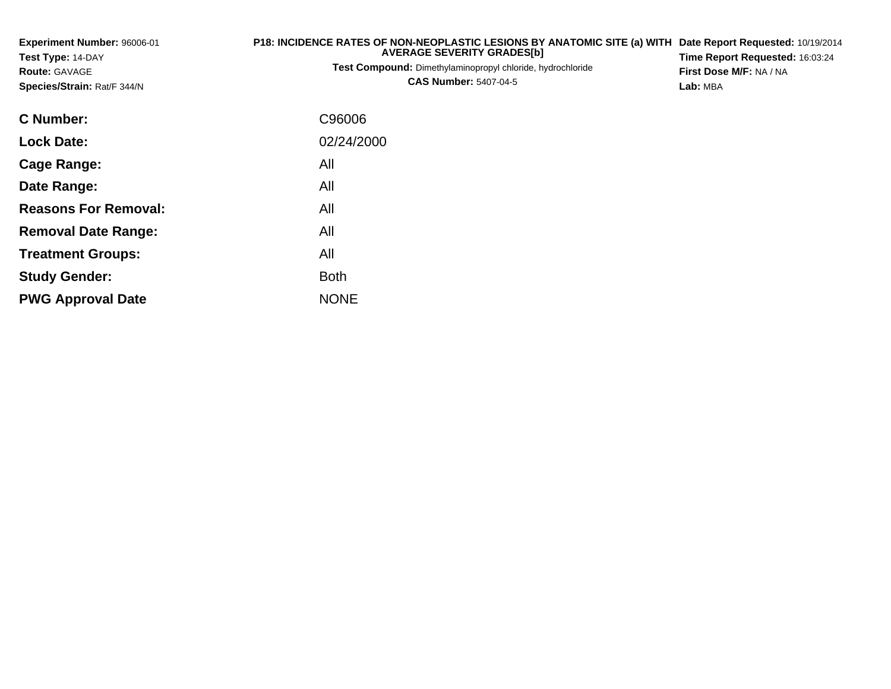**Experiment Number:** 96006-01
**Test Type:** 14-DAY
**Route:** GAVAGE
**Species/Strain:** Rat/F 344/N

**P18: INCIDENCE RATES OF NON-NEOPLASTIC LESIONS BY ANATOMIC SITE (a) WITH AVERAGE SEVERITY GRADES[b]**
**Test Compound:** Dimethylaminopropyl chloride, hydrochloride
**CAS Number:** 5407-04-5

**Date Report Requested:** 10/19/2014
**Time Report Requested:** 16:03:24
**First Dose M/F:** NA / NA
**Lab:** MBA

| | |
|---|---|
| **C Number:** | C96006 |
| **Lock Date:** | 02/24/2000 |
| **Cage Range:** | All |
| **Date Range:** | All |
| **Reasons For Removal:** | All |
| **Removal Date Range:** | All |
| **Treatment Groups:** | All |
| **Study Gender:** | Both |
| **PWG Approval Date** | NONE |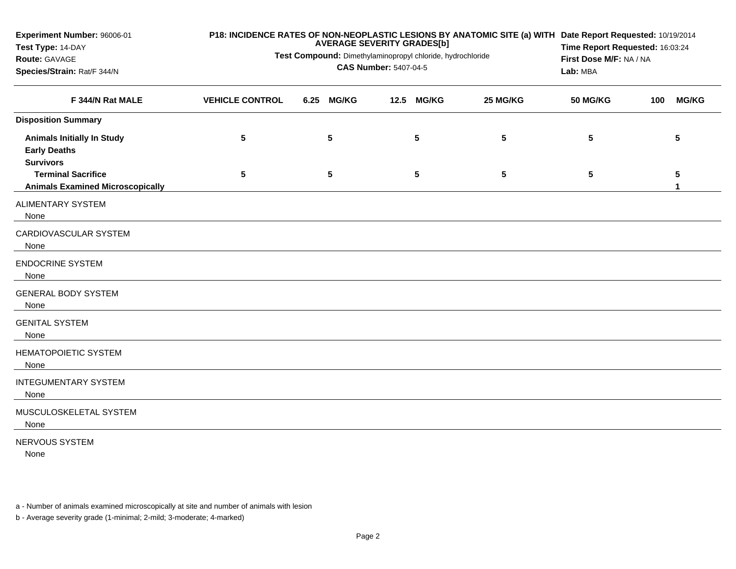**Experiment Number:** 96006-01
**Test Type:** 14-DAY
**Route:** GAVAGE
**Species/Strain:** Rat/F 344/N

**P18: INCIDENCE RATES OF NON-NEOPLASTIC LESIONS BY ANATOMIC SITE (a) WITH AVERAGE SEVERITY GRADES[b]**
**Test Compound:** Dimethylaminopropyl chloride, hydrochloride
**CAS Number:** 5407-04-5

**Date Report Requested:** 10/19/2014
**Time Report Requested:** 16:03:24
**First Dose M/F:** NA / NA
**Lab:** MBA

| F 344/N Rat MALE | VEHICLE CONTROL | 6.25 MG/KG | 12.5 MG/KG | 25 MG/KG | 50 MG/KG | 100 MG/KG |
|---|---|---|---|---|---|---|
| **Disposition Summary** | | | | | | |
| **Animals Initially In Study** | 5 | 5 | 5 | 5 | 5 | 5 |
| **Early Deaths** | | | | | | |
| **Survivors** | | | | | | |
| **Terminal Sacrifice** | 5 | 5 | 5 | 5 | 5 | 5 |
| **Animals Examined Microscopically** | | | | | | 1 |
| ALIMENTARY SYSTEM | | | | | | |
| None | | | | | | |
| CARDIOVASCULAR SYSTEM | | | | | | |
| None | | | | | | |
| ENDOCRINE SYSTEM | | | | | | |
| None | | | | | | |
| GENERAL BODY SYSTEM | | | | | | |
| None | | | | | | |
| GENITAL SYSTEM | | | | | | |
| None | | | | | | |
| HEMATOPOIETIC SYSTEM | | | | | | |
| None | | | | | | |
| INTEGUMENTARY SYSTEM | | | | | | |
| None | | | | | | |
| MUSCULOSKELETAL SYSTEM | | | | | | |
| None | | | | | | |
| NERVOUS SYSTEM | | | | | | |
| None | | | | | | |

a - Number of animals examined microscopically at site and number of animals with lesion

b - Average severity grade (1-minimal; 2-mild; 3-moderate; 4-marked)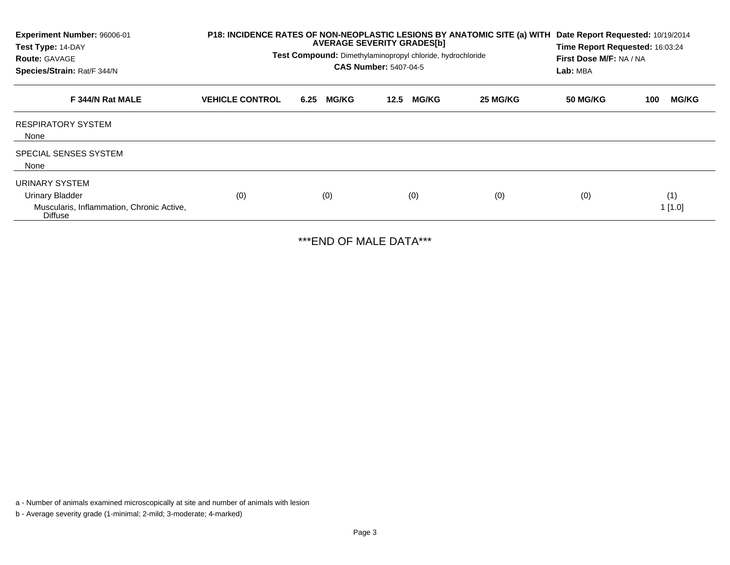**Experiment Number:** 96006-01
**Test Type:** 14-DAY
**Route:** GAVAGE
**Species/Strain:** Rat/F 344/N

**P18: INCIDENCE RATES OF NON-NEOPLASTIC LESIONS BY ANATOMIC SITE (a) WITH AVERAGE SEVERITY GRADES[b]**
**Test Compound:** Dimethylaminopropyl chloride, hydrochloride
**CAS Number:** 5407-04-5

**Date Report Requested:** 10/19/2014
**Time Report Requested:** 16:03:24
**First Dose M/F:** NA / NA
**Lab:** MBA

| F 344/N Rat MALE | VEHICLE CONTROL | 6.25 MG/KG | 12.5 MG/KG | 25 MG/KG | 50 MG/KG | 100 MG/KG |
|---|---|---|---|---|---|---|
| RESPIRATORY SYSTEM | | | | | | |
| None | | | | | | |
| SPECIAL SENSES SYSTEM | | | | | | |
| None | | | | | | |
| URINARY SYSTEM | | | | | | |
| Urinary Bladder | (0) | (0) | (0) | (0) | (0) | (1) |
| Muscularis, Inflammation, Chronic Active, Diffuse | | | | | | 1 [1.0] |

***END OF MALE DATA***

a - Number of animals examined microscopically at site and number of animals with lesion

b - Average severity grade (1-minimal; 2-mild; 3-moderate; 4-marked)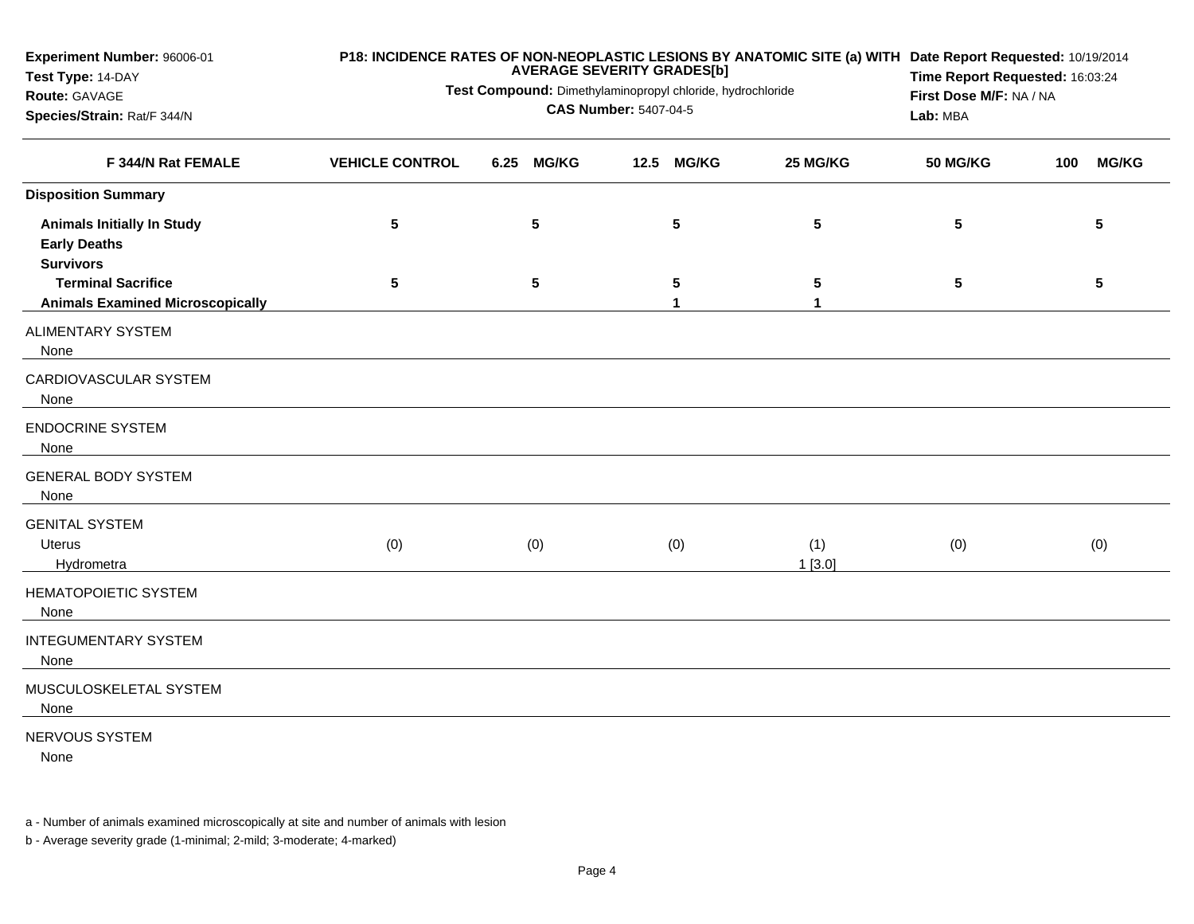**Experiment Number:** 96006-01
**Test Type:** 14-DAY
**Route:** GAVAGE
**Species/Strain:** Rat/F 344/N

**P18: INCIDENCE RATES OF NON-NEOPLASTIC LESIONS BY ANATOMIC SITE (a) WITH AVERAGE SEVERITY GRADES[b]**

**Test Compound:** Dimethylaminopropyl chloride, hydrochloride
**CAS Number:** 5407-04-5

**Date Report Requested:** 10/19/2014
**Time Report Requested:** 16:03:24
**First Dose M/F:** NA / NA
**Lab:** MBA

| F 344/N Rat FEMALE | VEHICLE CONTROL | 6.25 MG/KG | 12.5 MG/KG | 25 MG/KG | 50 MG/KG | 100 MG/KG |
|---|---|---|---|---|---|---|
| **Disposition Summary** | | | | | | |
| **Animals Initially In Study** | 5 | 5 | 5 | 5 | 5 | 5 |
| **Early Deaths** | | | | | | |
| **Survivors** | | | | | | |
| **Terminal Sacrifice** | 5 | 5 | 5 | 5 | 5 | 5 |
| **Animals Examined Microscopically** | | | 1 | 1 | | |
| ALIMENTARY SYSTEM | | | | | | |
| None | | | | | | |
| CARDIOVASCULAR SYSTEM | | | | | | |
| None | | | | | | |
| ENDOCRINE SYSTEM | | | | | | |
| None | | | | | | |
| GENERAL BODY SYSTEM | | | | | | |
| None | | | | | | |
| GENITAL SYSTEM | | | | | | |
| Uterus | (0) | (0) | (0) | (1) | (0) | (0) |
| Hydrometra | | | | 1 [3.0] | | |
| HEMATOPOIETIC SYSTEM | | | | | | |
| None | | | | | | |
| INTEGUMENTARY SYSTEM | | | | | | |
| None | | | | | | |
| MUSCULOSKELETAL SYSTEM | | | | | | |
| None | | | | | | |
| NERVOUS SYSTEM | | | | | | |
| None | | | | | | |

a - Number of animals examined microscopically at site and number of animals with lesion

b - Average severity grade (1-minimal; 2-mild; 3-moderate; 4-marked)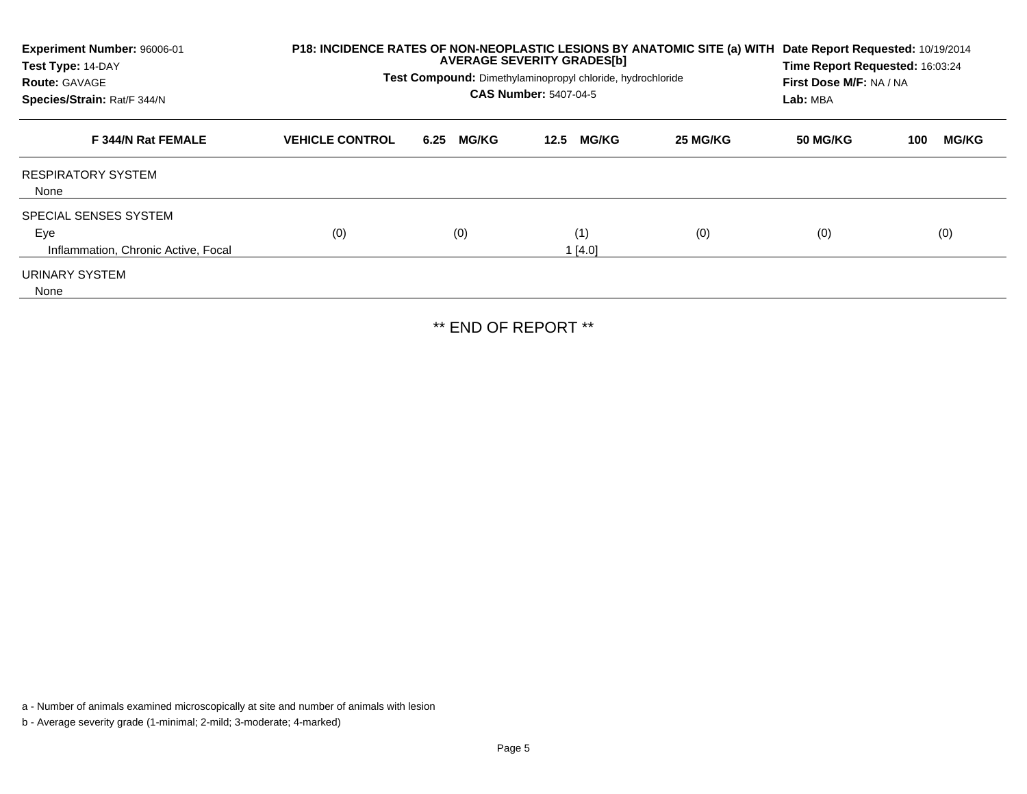**Experiment Number:** 96006-01
**Test Type:** 14-DAY
**Route:** GAVAGE
**Species/Strain:** Rat/F 344/N

**P18: INCIDENCE RATES OF NON-NEOPLASTIC LESIONS BY ANATOMIC SITE (a) WITH AVERAGE SEVERITY GRADES[b]**
**Test Compound:** Dimethylaminopropyl chloride, hydrochloride
**CAS Number:** 5407-04-5

**Date Report Requested:** 10/19/2014
**Time Report Requested:** 16:03:24
**First Dose M/F:** NA / NA
**Lab:** MBA

| F 344/N Rat FEMALE | VEHICLE CONTROL | 6.25 MG/KG | 12.5 MG/KG | 25 MG/KG | 50 MG/KG | 100 MG/KG |
|---|---|---|---|---|---|---|
| RESPIRATORY SYSTEM | | | | | | |
| None | | | | | | |
| SPECIAL SENSES SYSTEM | | | | | | |
| Eye | (0) | (0) | (1) | (0) | (0) | (0) |
| Inflammation, Chronic Active, Focal | | | 1 [4.0] | | | |
| URINARY SYSTEM | | | | | | |
| None | | | | | | |

** END OF REPORT **

a - Number of animals examined microscopically at site and number of animals with lesion

b - Average severity grade (1-minimal; 2-mild; 3-moderate; 4-marked)